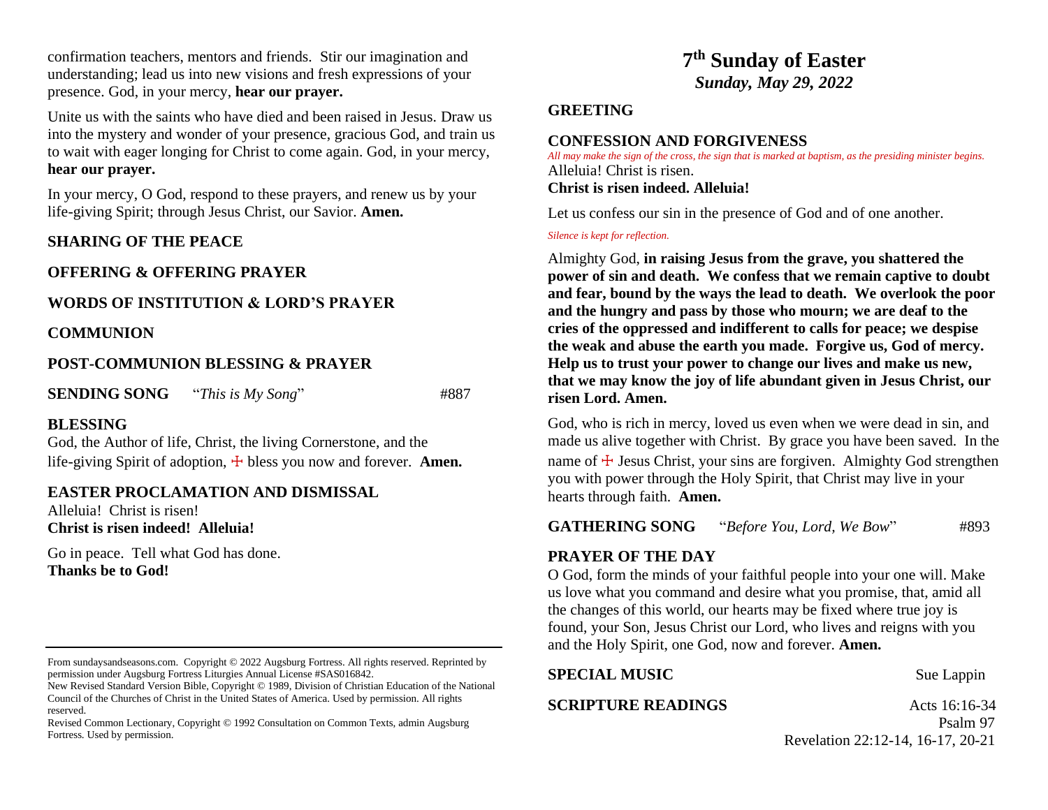confirmation teachers, mentors and friends. Stir our imagination and understanding; lead us into new visions and fresh expressions of your presence. God, in your mercy, **hear our prayer.**

Unite us with the saints who have died and been raised in Jesus. Draw us into the mystery and wonder of your presence, gracious God, and train us to wait with eager longing for Christ to come again. God, in your mercy, **hear our prayer.**

In your mercy, O God, respond to these prayers, and renew us by your life-giving Spirit; through Jesus Christ, our Savior. **Amen.**

**SHARING OF THE PEACE**

**OFFERING & OFFERING PRAYER**

**WORDS OF INSTITUTION & LORD'S PRAYER**

**COMMUNION**

**POST-COMMUNION BLESSING & PRAYER**

**SENDING SONG** "*This is My Song*" #887

**BLESSING**

God, the Author of life, Christ, the living Cornerstone, and the life-giving Spirit of adoption, ☩ bless you now and forever. **Amen.**

**EASTER PROCLAMATION AND DISMISSAL**

Alleluia! Christ is risen!
**Christ is risen indeed! Alleluia!**

Go in peace. Tell what God has done.
**Thanks be to God!**

---

From sundaysandseasons.com. Copyright © 2022 Augsburg Fortress. All rights reserved. Reprinted by permission under Augsburg Fortress Liturgies Annual License #SAS016842.
New Revised Standard Version Bible, Copyright © 1989, Division of Christian Education of the National Council of the Churches of Christ in the United States of America. Used by permission. All rights reserved.
Revised Common Lectionary, Copyright © 1992 Consultation on Common Texts, admin Augsburg Fortress. Used by permission.

# 7th Sunday of Easter

***Sunday, May 29, 2022***

**GREETING**

**CONFESSION AND FORGIVENESS**

*All may make the sign of the cross, the sign that is marked at baptism, as the presiding minister begins.*

Alleluia! Christ is risen.
**Christ is risen indeed. Alleluia!**

Let us confess our sin in the presence of God and of one another.

*Silence is kept for reflection.*

Almighty God, **in raising Jesus from the grave, you shattered the power of sin and death. We confess that we remain captive to doubt and fear, bound by the ways the lead to death. We overlook the poor and the hungry and pass by those who mourn; we are deaf to the cries of the oppressed and indifferent to calls for peace; we despise the weak and abuse the earth you made. Forgive us, God of mercy. Help us to trust your power to change our lives and make us new, that we may know the joy of life abundant given in Jesus Christ, our risen Lord. Amen.**

God, who is rich in mercy, loved us even when we were dead in sin, and made us alive together with Christ. By grace you have been saved. In the name of ☩ Jesus Christ, your sins are forgiven. Almighty God strengthen you with power through the Holy Spirit, that Christ may live in your hearts through faith. **Amen.**

**GATHERING SONG** "*Before You, Lord, We Bow*" #893

**PRAYER OF THE DAY**

O God, form the minds of your faithful people into your one will. Make us love what you command and desire what you promise, that, amid all the changes of this world, our hearts may be fixed where true joy is found, your Son, Jesus Christ our Lord, who lives and reigns with you and the Holy Spirit, one God, now and forever. **Amen.**

**SPECIAL MUSIC** Sue Lappin

**SCRIPTURE READINGS** Acts 16:16-34
Psalm 97
Revelation 22:12-14, 16-17, 20-21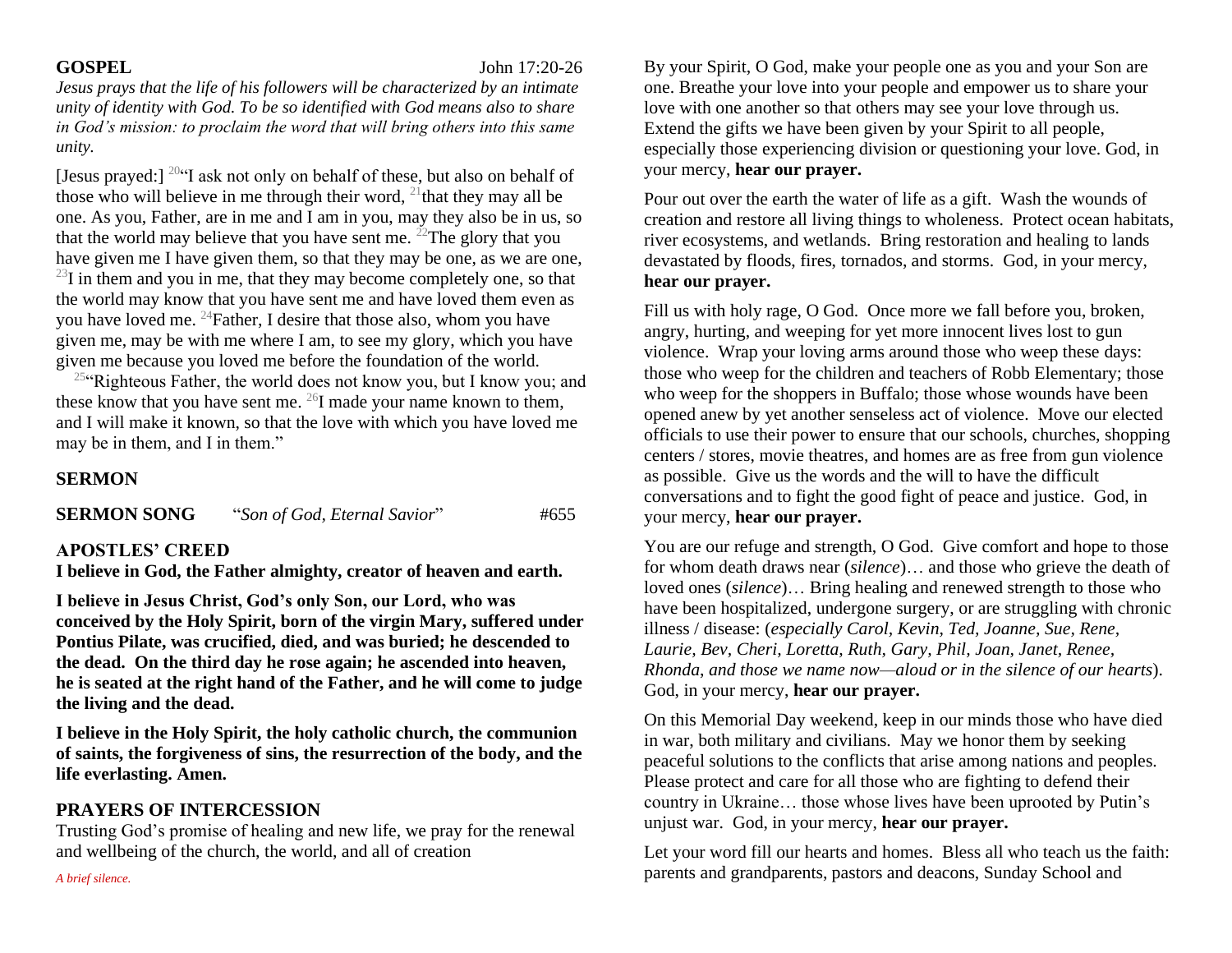**GOSPEL** John 17:20-26

*Jesus prays that the life of his followers will be characterized by an intimate unity of identity with God. To be so identified with God means also to share in God's mission: to proclaim the word that will bring others into this same unity.*

[Jesus prayed:] [20]"I ask not only on behalf of these, but also on behalf of those who will believe in me through their word, [21]that they may all be one. As you, Father, are in me and I am in you, may they also be in us, so that the world may believe that you have sent me. [22]The glory that you have given me I have given them, so that they may be one, as we are one, [23]I in them and you in me, that they may become completely one, so that the world may know that you have sent me and have loved them even as you have loved me. [24]Father, I desire that those also, whom you have given me, may be with me where I am, to see my glory, which you have given me because you loved me before the foundation of the world.

[25]"Righteous Father, the world does not know you, but I know you; and these know that you have sent me. [26]I made your name known to them, and I will make it known, so that the love with which you have loved me may be in them, and I in them."

**SERMON**

**SERMON SONG** "*Son of God, Eternal Savior*" #655

**APOSTLES' CREED**

**I believe in God, the Father almighty, creator of heaven and earth.**

**I believe in Jesus Christ, God's only Son, our Lord, who was conceived by the Holy Spirit, born of the virgin Mary, suffered under Pontius Pilate, was crucified, died, and was buried; he descended to the dead. On the third day he rose again; he ascended into heaven, he is seated at the right hand of the Father, and he will come to judge the living and the dead.**

**I believe in the Holy Spirit, the holy catholic church, the communion of saints, the forgiveness of sins, the resurrection of the body, and the life everlasting. Amen.**

**PRAYERS OF INTERCESSION**

Trusting God's promise of healing and new life, we pray for the renewal and wellbeing of the church, the world, and all of creation

*A brief silence.*

By your Spirit, O God, make your people one as you and your Son are one. Breathe your love into your people and empower us to share your love with one another so that others may see your love through us. Extend the gifts we have been given by your Spirit to all people, especially those experiencing division or questioning your love. God, in your mercy, **hear our prayer.**

Pour out over the earth the water of life as a gift. Wash the wounds of creation and restore all living things to wholeness. Protect ocean habitats, river ecosystems, and wetlands. Bring restoration and healing to lands devastated by floods, fires, tornados, and storms. God, in your mercy, **hear our prayer.**

Fill us with holy rage, O God. Once more we fall before you, broken, angry, hurting, and weeping for yet more innocent lives lost to gun violence. Wrap your loving arms around those who weep these days: those who weep for the children and teachers of Robb Elementary; those who weep for the shoppers in Buffalo; those whose wounds have been opened anew by yet another senseless act of violence. Move our elected officials to use their power to ensure that our schools, churches, shopping centers / stores, movie theatres, and homes are as free from gun violence as possible. Give us the words and the will to have the difficult conversations and to fight the good fight of peace and justice. God, in your mercy, **hear our prayer.**

You are our refuge and strength, O God. Give comfort and hope to those for whom death draws near (*silence*)… and those who grieve the death of loved ones (*silence*)… Bring healing and renewed strength to those who have been hospitalized, undergone surgery, or are struggling with chronic illness / disease: (*especially Carol, Kevin, Ted, Joanne, Sue, Rene, Laurie, Bev, Cheri, Loretta, Ruth, Gary, Phil, Joan, Janet, Renee, Rhonda, and those we name now—aloud or in the silence of our hearts*). God, in your mercy, **hear our prayer.**

On this Memorial Day weekend, keep in our minds those who have died in war, both military and civilians. May we honor them by seeking peaceful solutions to the conflicts that arise among nations and peoples. Please protect and care for all those who are fighting to defend their country in Ukraine… those whose lives have been uprooted by Putin's unjust war. God, in your mercy, **hear our prayer.**

Let your word fill our hearts and homes. Bless all who teach us the faith: parents and grandparents, pastors and deacons, Sunday School and